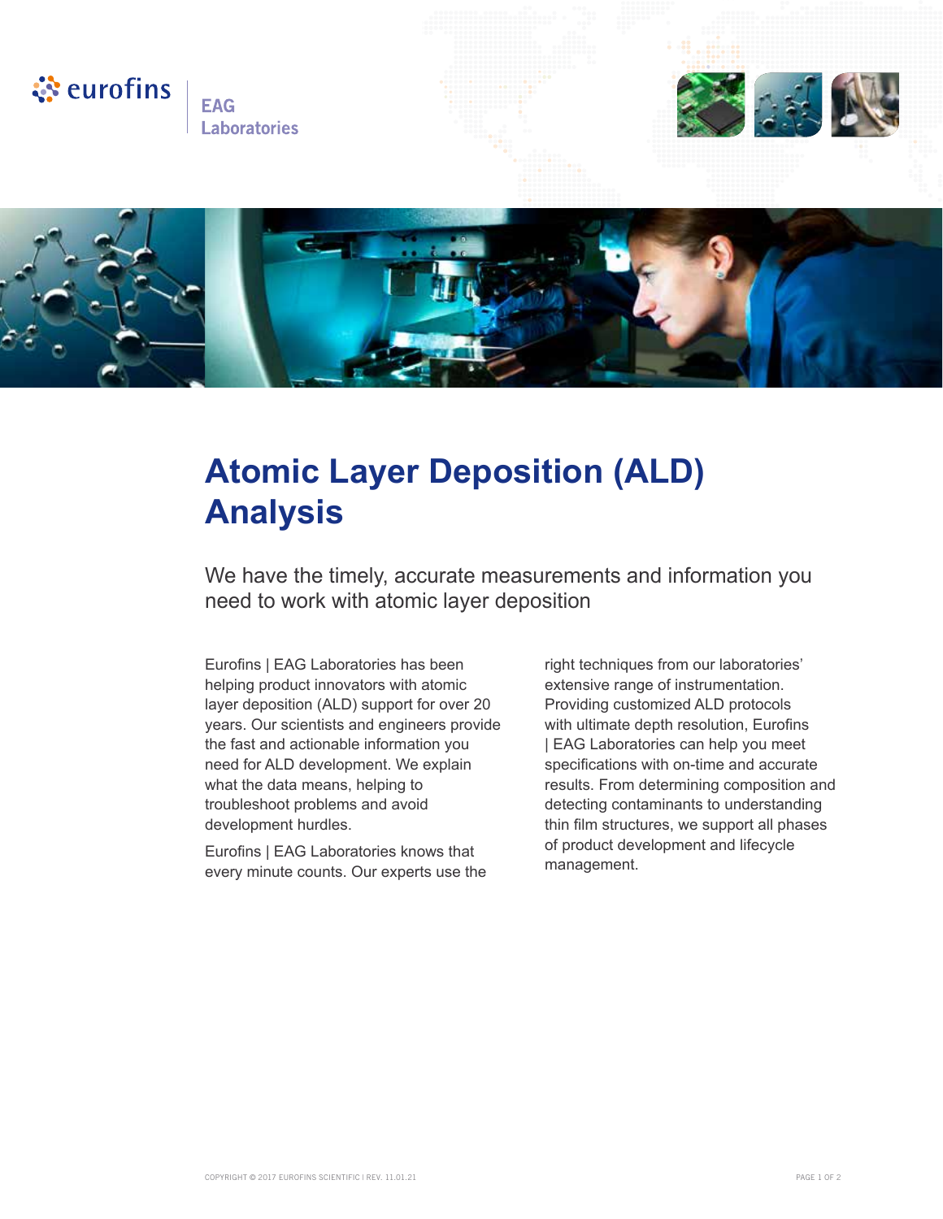eurofins | EAG Laboratories

# Atomic Layer Deposition (ALD) Analysis

We have the timely, accurate measurements and information you need to work with atomic layer deposition

Eurofins | EAG Laboratories has been helping product innovators with atomic layer deposition (ALD) support for over 20 years. Our scientists and engineers provide the fast and actionable information you need for ALD development. We explain what the data means, helping to troubleshoot problems and avoid development hurdles.

Eurofins | EAG Laboratories knows that every minute counts. Our experts use the right techniques from our laboratories' extensive range of instrumentation. Providing customized ALD protocols with ultimate depth resolution, Eurofins | EAG Laboratories can help you meet specifications with on-time and accurate results. From determining composition and detecting contaminants to understanding thin film structures, we support all phases of product development and lifecycle management.

COPYRIGHT © 2017 EUROFINS SCIENTIFIC I REV. 11.01.21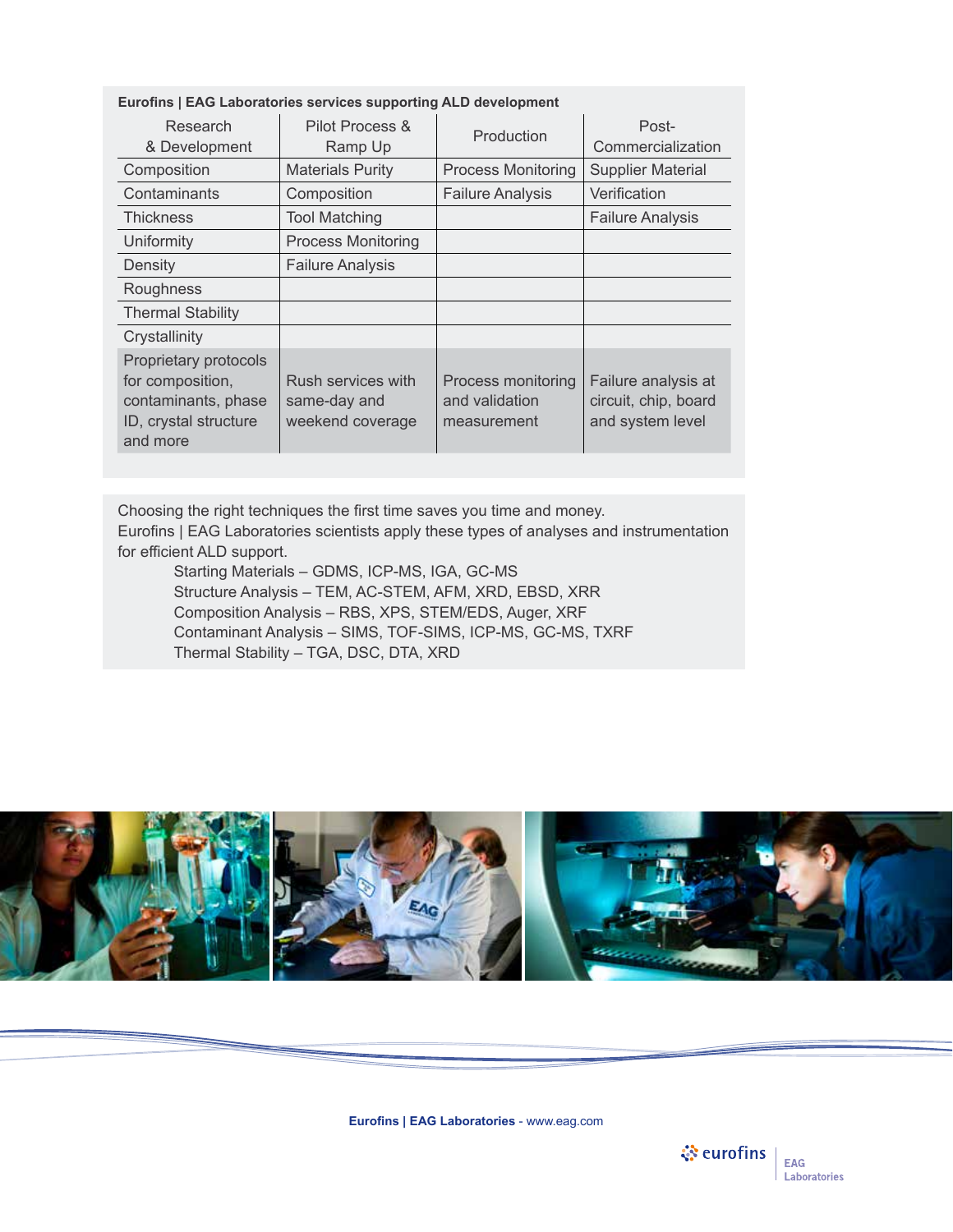**Eurofins | EAG Laboratories services supporting ALD development**

| Research & Development | Pilot Process & Ramp Up | Production | Post-Commercialization |
|---|---|---|---|
| Composition | Materials Purity | Process Monitoring | Supplier Material |
| Contaminants | Composition | Failure Analysis | Verification |
| Thickness | Tool Matching | | Failure Analysis |
| Uniformity | Process Monitoring | | |
| Density | Failure Analysis | | |
| Roughness | | | |
| Thermal Stability | | | |
| Crystallinity | | | |
| Proprietary protocols for composition, contaminants, phase ID, crystal structure and more | Rush services with same-day and weekend coverage | Process monitoring and validation measurement | Failure analysis at circuit, chip, board and system level |

Choosing the right techniques the first time saves you time and money. Eurofins | EAG Laboratories scientists apply these types of analyses and instrumentation for efficient ALD support.

- Starting Materials – GDMS, ICP-MS, IGA, GC-MS
- Structure Analysis – TEM, AC-STEM, AFM, XRD, EBSD, XRR
- Composition Analysis – RBS, XPS, STEM/EDS, Auger, XRF
- Contaminant Analysis – SIMS, TOF-SIMS, ICP-MS, GC-MS, TXRF
- Thermal Stability – TGA, DSC, DTA, XRD

**Eurofins | EAG Laboratories** - www.eag.com

eurofins | EAG Laboratories